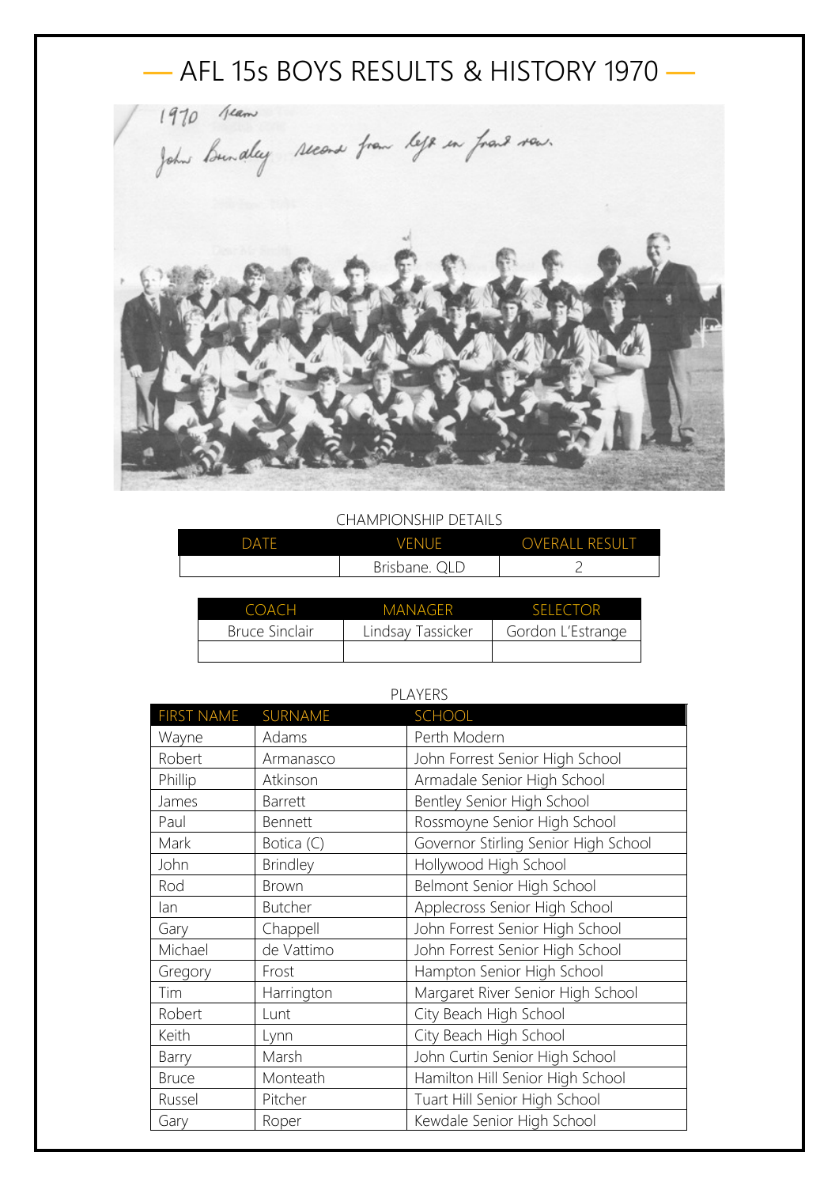# — AFL 15s BOYS RESULTS & HISTORY 1970 —

1970 Team
John Brindley second from left in front row.

CHAMPIONSHIP DETAILS

| DATE | VENUE | OVERALL RESULT |
|---|---|---|
| | Brisbane. QLD | 2 |

| COACH | MANAGER | SELECTOR |
|---|---|---|
| Bruce Sinclair | Lindsay Tassicker | Gordon L'Estrange |
| | | |

PLAYERS

| FIRST NAME | SURNAME | SCHOOL |
|---|---|---|
| Wayne | Adams | Perth Modern |
| Robert | Armanasco | John Forrest Senior High School |
| Phillip | Atkinson | Armadale Senior High School |
| James | Barrett | Bentley Senior High School |
| Paul | Bennett | Rossmoyne Senior High School |
| Mark | Botica (C) | Governor Stirling Senior High School |
| John | Brindley | Hollywood High School |
| Rod | Brown | Belmont Senior High School |
| Ian | Butcher | Applecross Senior High School |
| Gary | Chappell | John Forrest Senior High School |
| Michael | de Vattimo | John Forrest Senior High School |
| Gregory | Frost | Hampton Senior High School |
| Tim | Harrington | Margaret River Senior High School |
| Robert | Lunt | City Beach High School |
| Keith | Lynn | City Beach High School |
| Barry | Marsh | John Curtin Senior High School |
| Bruce | Monteath | Hamilton Hill Senior High School |
| Russel | Pitcher | Tuart Hill Senior High School |
| Gary | Roper | Kewdale Senior High School |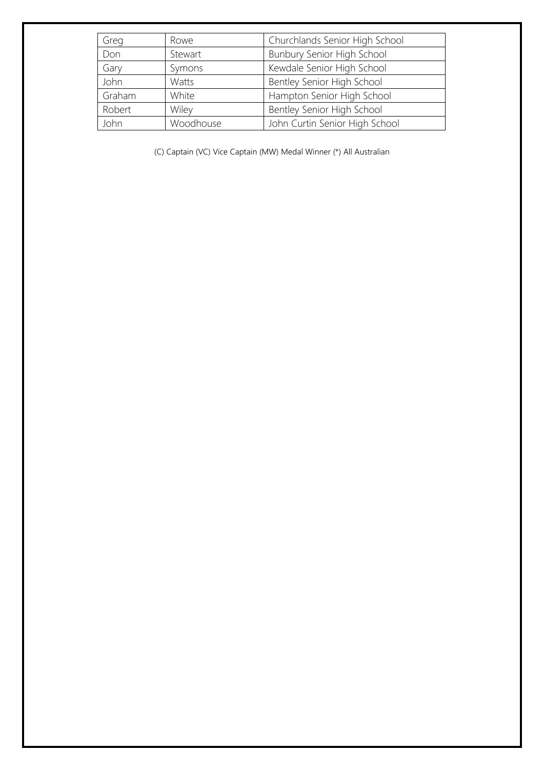| | | |
|---|---|---|
| Greg | Rowe | Churchlands Senior High School |
| Don | Stewart | Bunbury Senior High School |
| Gary | Symons | Kewdale Senior High School |
| John | Watts | Bentley Senior High School |
| Graham | White | Hampton Senior High School |
| Robert | Wiley | Bentley Senior High School |
| John | Woodhouse | John Curtin Senior High School |

(C) Captain (VC) Vice Captain (MW) Medal Winner (*) All Australian